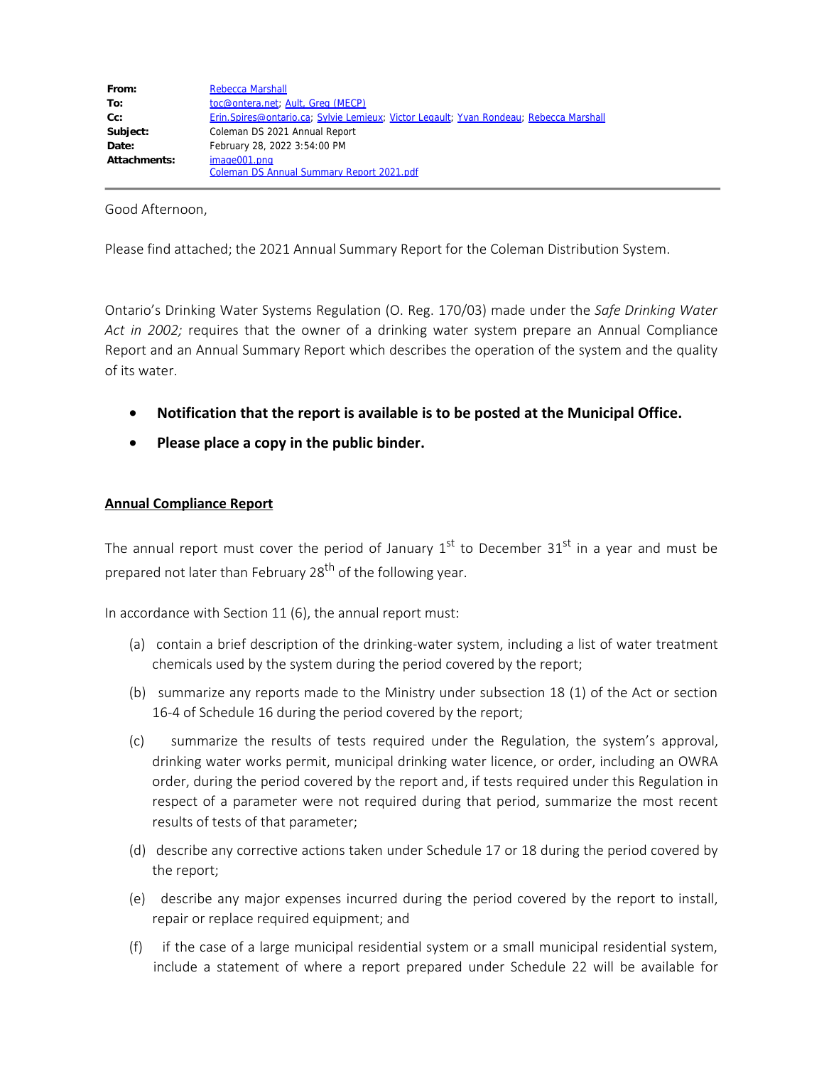| | |
|---|---|
| **From:** | Rebecca Marshall |
| **To:** | toc@ontera.net; Ault, Greg (MECP) |
| **Cc:** | Erin.Spires@ontario.ca; Sylvie Lemieux; Victor Legault; Yvan Rondeau; Rebecca Marshall |
| **Subject:** | Coleman DS 2021 Annual Report |
| **Date:** | February 28, 2022 3:54:00 PM |
| **Attachments:** | image001.png<br>Coleman DS Annual Summary Report 2021.pdf |

Good Afternoon,

Please find attached; the 2021 Annual Summary Report for the Coleman Distribution System.

Ontario's Drinking Water Systems Regulation (O. Reg. 170/03) made under the *Safe Drinking Water Act in 2002;* requires that the owner of a drinking water system prepare an Annual Compliance Report and an Annual Summary Report which describes the operation of the system and the quality of its water.

- **Notification that the report is available is to be posted at the Municipal Office.**
- **Please place a copy in the public binder.**

**Annual Compliance Report**

The annual report must cover the period of January 1st to December 31st in a year and must be prepared not later than February 28th of the following year.

In accordance with Section 11 (6), the annual report must:

(a) contain a brief description of the drinking-water system, including a list of water treatment chemicals used by the system during the period covered by the report;

(b) summarize any reports made to the Ministry under subsection 18 (1) of the Act or section 16-4 of Schedule 16 during the period covered by the report;

(c) summarize the results of tests required under the Regulation, the system's approval, drinking water works permit, municipal drinking water licence, or order, including an OWRA order, during the period covered by the report and, if tests required under this Regulation in respect of a parameter were not required during that period, summarize the most recent results of tests of that parameter;

(d) describe any corrective actions taken under Schedule 17 or 18 during the period covered by the report;

(e) describe any major expenses incurred during the period covered by the report to install, repair or replace required equipment; and

(f) if the case of a large municipal residential system or a small municipal residential system, include a statement of where a report prepared under Schedule 22 will be available for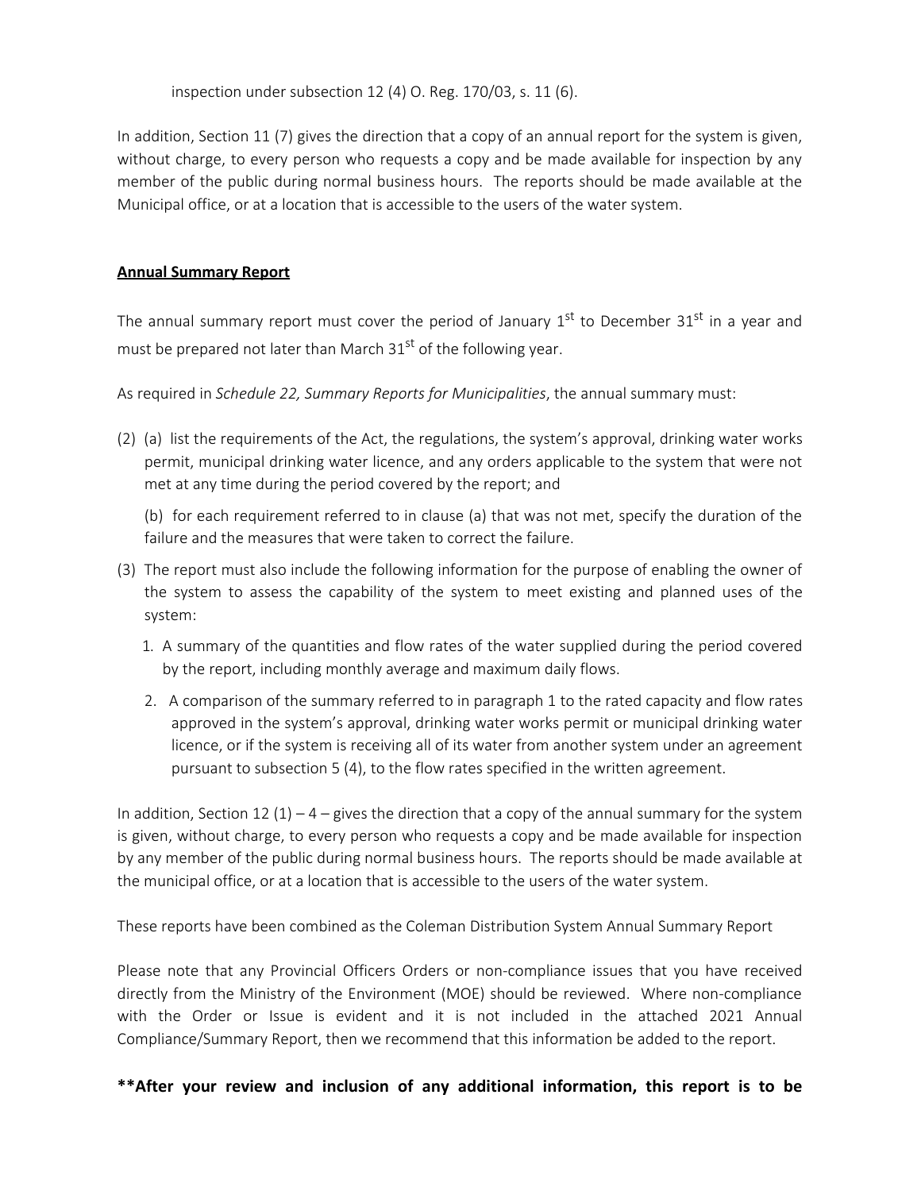inspection under subsection 12 (4) O. Reg. 170/03, s. 11 (6).

In addition, Section 11 (7) gives the direction that a copy of an annual report for the system is given, without charge, to every person who requests a copy and be made available for inspection by any member of the public during normal business hours. The reports should be made available at the Municipal office, or at a location that is accessible to the users of the water system.

**Annual Summary Report**

The annual summary report must cover the period of January 1st to December 31st in a year and must be prepared not later than March 31st of the following year.

As required in *Schedule 22, Summary Reports for Municipalities*, the annual summary must:

(2) (a) list the requirements of the Act, the regulations, the system's approval, drinking water works permit, municipal drinking water licence, and any orders applicable to the system that were not met at any time during the period covered by the report; and

(b) for each requirement referred to in clause (a) that was not met, specify the duration of the failure and the measures that were taken to correct the failure.

(3) The report must also include the following information for the purpose of enabling the owner of the system to assess the capability of the system to meet existing and planned uses of the system:

1. A summary of the quantities and flow rates of the water supplied during the period covered by the report, including monthly average and maximum daily flows.
2. A comparison of the summary referred to in paragraph 1 to the rated capacity and flow rates approved in the system's approval, drinking water works permit or municipal drinking water licence, or if the system is receiving all of its water from another system under an agreement pursuant to subsection 5 (4), to the flow rates specified in the written agreement.

In addition, Section 12 (1) – 4 – gives the direction that a copy of the annual summary for the system is given, without charge, to every person who requests a copy and be made available for inspection by any member of the public during normal business hours. The reports should be made available at the municipal office, or at a location that is accessible to the users of the water system.

These reports have been combined as the Coleman Distribution System Annual Summary Report

Please note that any Provincial Officers Orders or non-compliance issues that you have received directly from the Ministry of the Environment (MOE) should be reviewed. Where non-compliance with the Order or Issue is evident and it is not included in the attached 2021 Annual Compliance/Summary Report, then we recommend that this information be added to the report.

**\*\*After your review and inclusion of any additional information, this report is to be**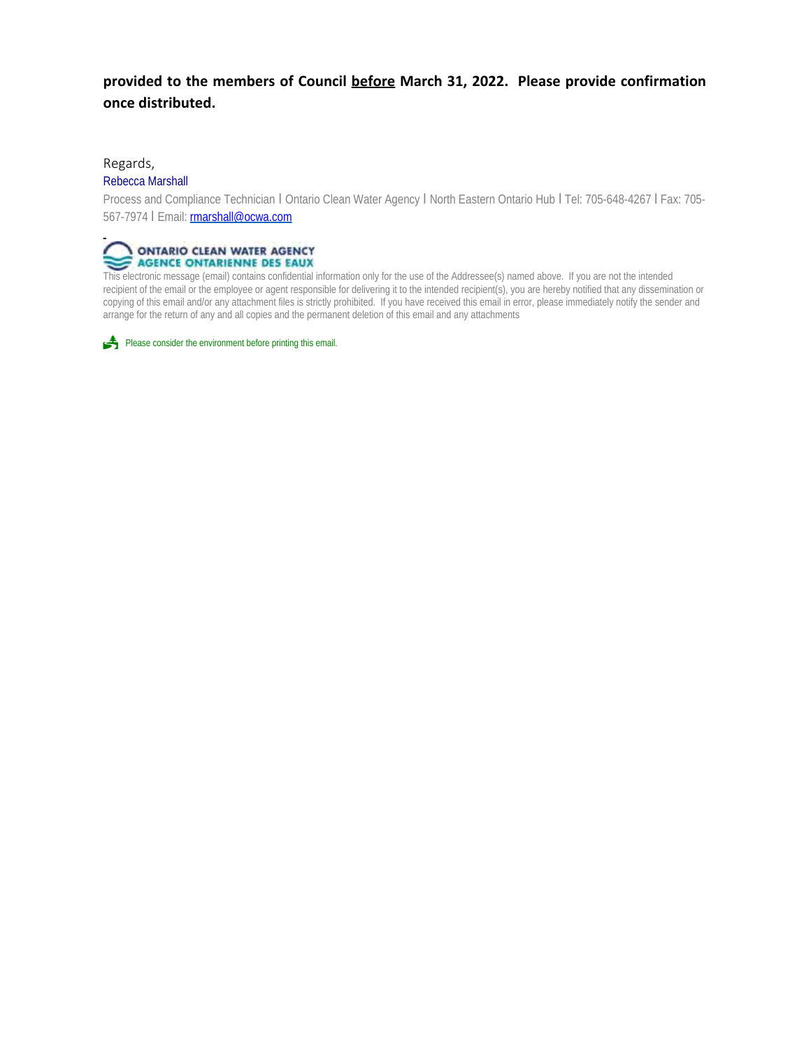**provided to the members of Council before March 31, 2022. Please provide confirmation once distributed.**

Regards,

Rebecca Marshall

Process and Compliance Technician l Ontario Clean Water Agency l North Eastern Ontario Hub l Tel: 705-648-4267 l Fax: 705-567-7974 l Email: rmarshall@ocwa.com

ONTARIO CLEAN WATER AGENCY
AGENCE ONTARIENNE DES EAUX

This electronic message (email) contains confidential information only for the use of the Addressee(s) named above. If you are not the intended recipient of the email or the employee or agent responsible for delivering it to the intended recipient(s), you are hereby notified that any dissemination or copying of this email and/or any attachment files is strictly prohibited. If you have received this email in error, please immediately notify the sender and arrange for the return of any and all copies and the permanent deletion of this email and any attachments

Please consider the environment before printing this email.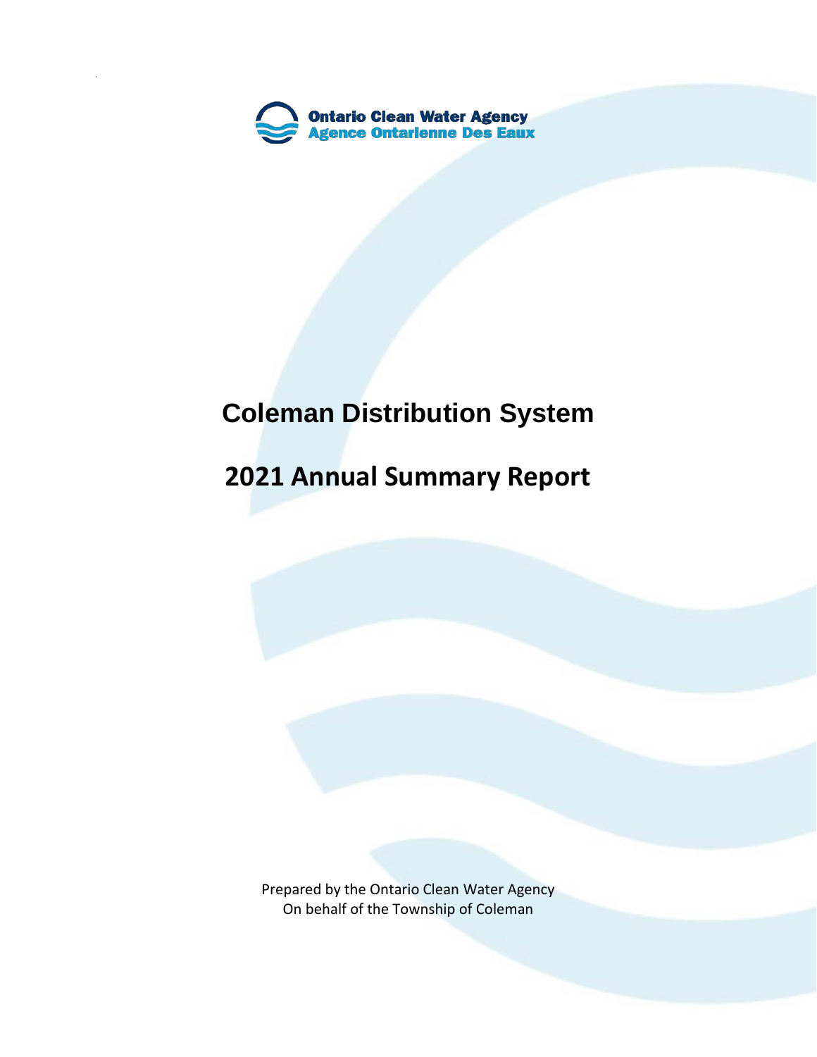Ontario Clean Water Agency
Agence Ontarienne Des Eaux

# Coleman Distribution System

# 2021 Annual Summary Report

Prepared by the Ontario Clean Water Agency
On behalf of the Township of Coleman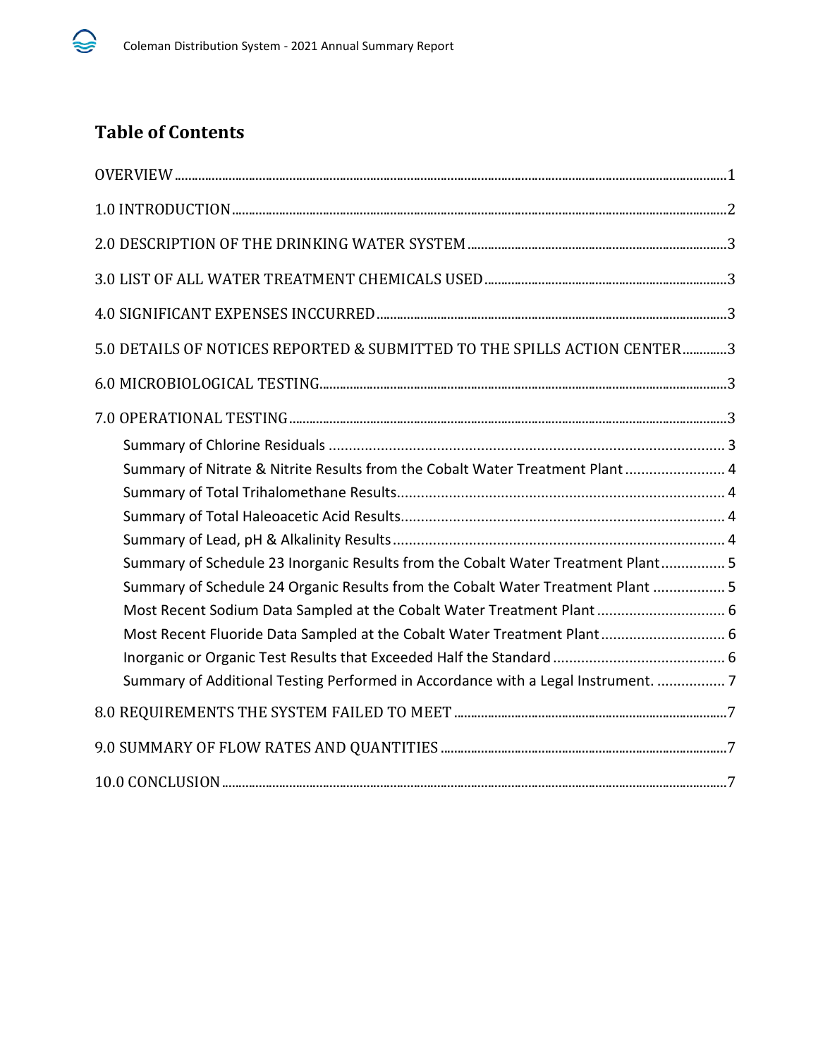# Table of Contents

OVERVIEW ..... 1

1.0 INTRODUCTION ..... 2

2.0 DESCRIPTION OF THE DRINKING WATER SYSTEM ..... 3

3.0 LIST OF ALL WATER TREATMENT CHEMICALS USED ..... 3

4.0 SIGNIFICANT EXPENSES INCCURRED ..... 3

5.0 DETAILS OF NOTICES REPORTED & SUBMITTED TO THE SPILLS ACTION CENTER ..... 3

6.0 MICROBIOLOGICAL TESTING ..... 3

7.0 OPERATIONAL TESTING ..... 3

- Summary of Chlorine Residuals ..... 3
- Summary of Nitrate & Nitrite Results from the Cobalt Water Treatment Plant ..... 4
- Summary of Total Trihalomethane Results ..... 4
- Summary of Total Haleoacetic Acid Results ..... 4
- Summary of Lead, pH & Alkalinity Results ..... 4
- Summary of Schedule 23 Inorganic Results from the Cobalt Water Treatment Plant ..... 5
- Summary of Schedule 24 Organic Results from the Cobalt Water Treatment Plant ..... 5
- Most Recent Sodium Data Sampled at the Cobalt Water Treatment Plant ..... 6
- Most Recent Fluoride Data Sampled at the Cobalt Water Treatment Plant ..... 6
- Inorganic or Organic Test Results that Exceeded Half the Standard ..... 6
- Summary of Additional Testing Performed in Accordance with a Legal Instrument. ..... 7

8.0 REQUIREMENTS THE SYSTEM FAILED TO MEET ..... 7

9.0 SUMMARY OF FLOW RATES AND QUANTITIES ..... 7

10.0 CONCLUSION ..... 7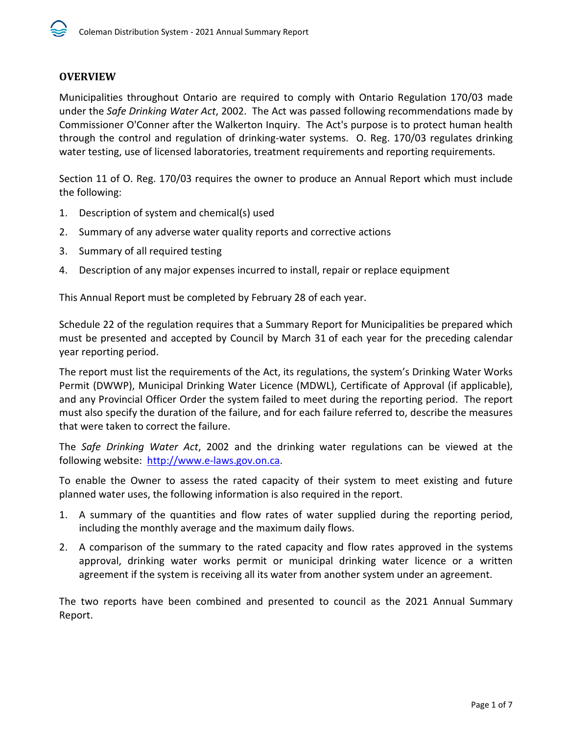## OVERVIEW

Municipalities throughout Ontario are required to comply with Ontario Regulation 170/03 made under the *Safe Drinking Water Act*, 2002. The Act was passed following recommendations made by Commissioner O'Conner after the Walkerton Inquiry. The Act's purpose is to protect human health through the control and regulation of drinking-water systems. O. Reg. 170/03 regulates drinking water testing, use of licensed laboratories, treatment requirements and reporting requirements.

Section 11 of O. Reg. 170/03 requires the owner to produce an Annual Report which must include the following:

1. Description of system and chemical(s) used
2. Summary of any adverse water quality reports and corrective actions
3. Summary of all required testing
4. Description of any major expenses incurred to install, repair or replace equipment

This Annual Report must be completed by February 28 of each year.

Schedule 22 of the regulation requires that a Summary Report for Municipalities be prepared which must be presented and accepted by Council by March 31 of each year for the preceding calendar year reporting period.

The report must list the requirements of the Act, its regulations, the system's Drinking Water Works Permit (DWWP), Municipal Drinking Water Licence (MDWL), Certificate of Approval (if applicable), and any Provincial Officer Order the system failed to meet during the reporting period. The report must also specify the duration of the failure, and for each failure referred to, describe the measures that were taken to correct the failure.

The *Safe Drinking Water Act*, 2002 and the drinking water regulations can be viewed at the following website: http://www.e-laws.gov.on.ca.

To enable the Owner to assess the rated capacity of their system to meet existing and future planned water uses, the following information is also required in the report.

1. A summary of the quantities and flow rates of water supplied during the reporting period, including the monthly average and the maximum daily flows.
2. A comparison of the summary to the rated capacity and flow rates approved in the systems approval, drinking water works permit or municipal drinking water licence or a written agreement if the system is receiving all its water from another system under an agreement.

The two reports have been combined and presented to council as the 2021 Annual Summary Report.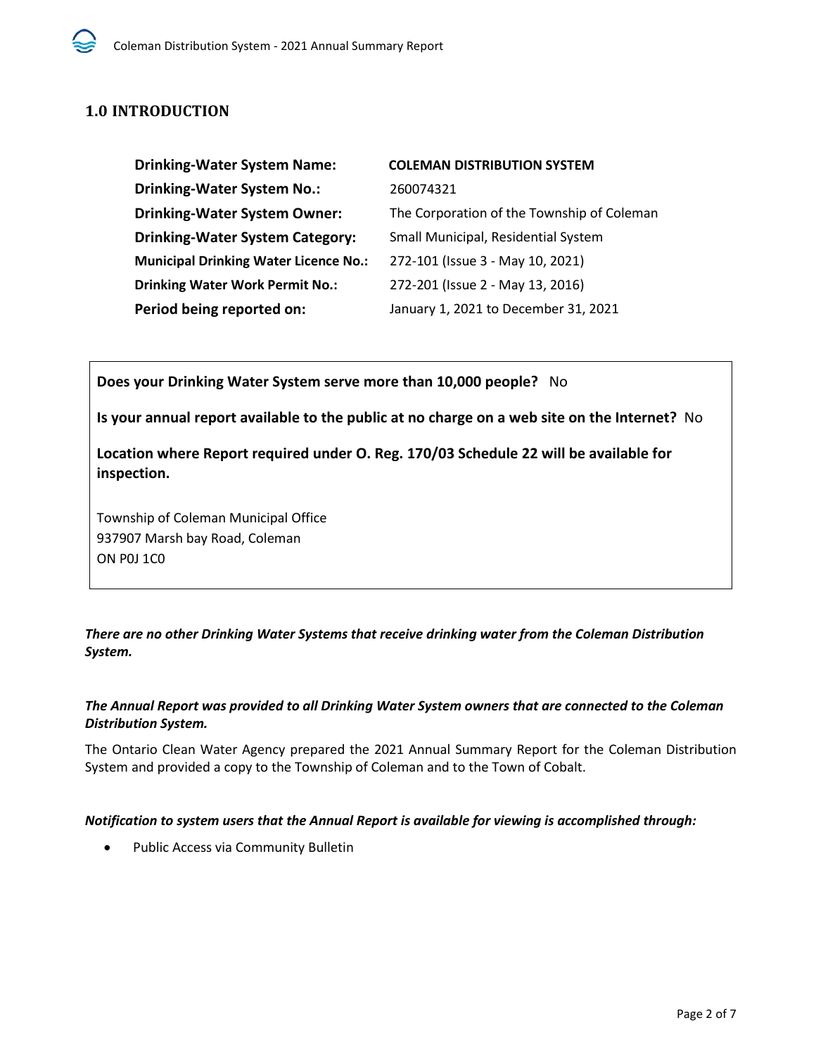## 1.0 INTRODUCTION

| | |
|---|---|
| **Drinking-Water System Name:** | **COLEMAN DISTRIBUTION SYSTEM** |
| **Drinking-Water System No.:** | 260074321 |
| **Drinking-Water System Owner:** | The Corporation of the Township of Coleman |
| **Drinking-Water System Category:** | Small Municipal, Residential System |
| **Municipal Drinking Water Licence No.:** | 272-101 (Issue 3 - May 10, 2021) |
| **Drinking Water Work Permit No.:** | 272-201 (Issue 2 - May 13, 2016) |
| **Period being reported on:** | January 1, 2021 to December 31, 2021 |

**Does your Drinking Water System serve more than 10,000 people?** No

**Is your annual report available to the public at no charge on a web site on the Internet?** No

**Location where Report required under O. Reg. 170/03 Schedule 22 will be available for inspection.**

Township of Coleman Municipal Office
937907 Marsh bay Road, Coleman
ON P0J 1C0

***There are no other Drinking Water Systems that receive drinking water from the Coleman Distribution System.***

***The Annual Report was provided to all Drinking Water System owners that are connected to the Coleman Distribution System.***

The Ontario Clean Water Agency prepared the 2021 Annual Summary Report for the Coleman Distribution System and provided a copy to the Township of Coleman and to the Town of Cobalt.

***Notification to system users that the Annual Report is available for viewing is accomplished through:***

- Public Access via Community Bulletin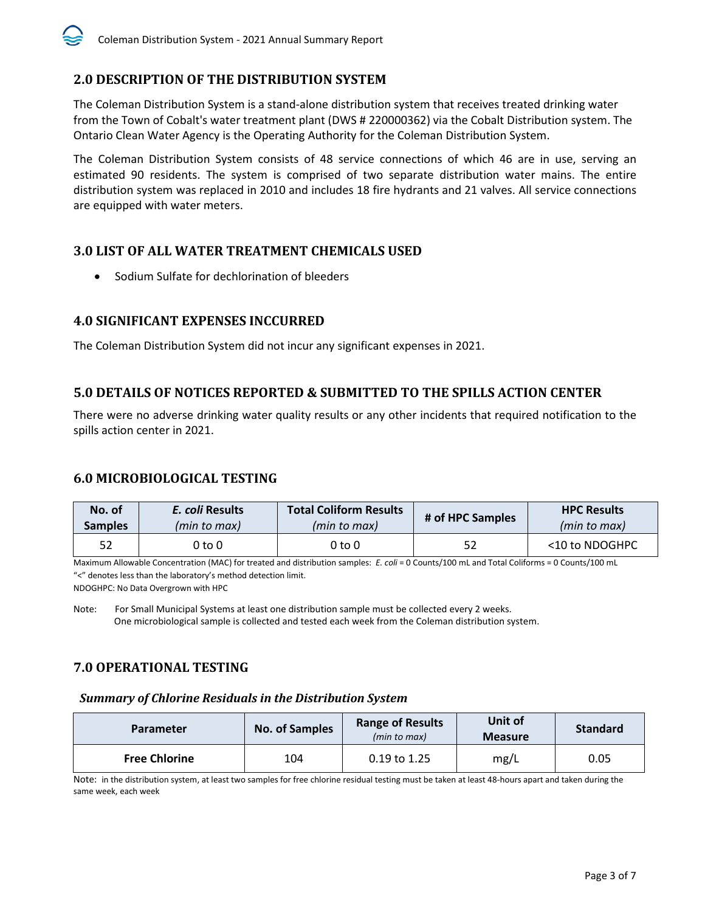## 2.0 DESCRIPTION OF THE DISTRIBUTION SYSTEM

The Coleman Distribution System is a stand-alone distribution system that receives treated drinking water from the Town of Cobalt's water treatment plant (DWS # 220000362) via the Cobalt Distribution system. The Ontario Clean Water Agency is the Operating Authority for the Coleman Distribution System.

The Coleman Distribution System consists of 48 service connections of which 46 are in use, serving an estimated 90 residents. The system is comprised of two separate distribution water mains. The entire distribution system was replaced in 2010 and includes 18 fire hydrants and 21 valves. All service connections are equipped with water meters.

## 3.0 LIST OF ALL WATER TREATMENT CHEMICALS USED

- Sodium Sulfate for dechlorination of bleeders

## 4.0 SIGNIFICANT EXPENSES INCCURRED

The Coleman Distribution System did not incur any significant expenses in 2021.

## 5.0 DETAILS OF NOTICES REPORTED & SUBMITTED TO THE SPILLS ACTION CENTER

There were no adverse drinking water quality results or any other incidents that required notification to the spills action center in 2021.

## 6.0 MICROBIOLOGICAL TESTING

| No. of Samples | *E. coli* Results *(min to max)* | Total Coliform Results *(min to max)* | # of HPC Samples | HPC Results *(min to max)* |
|---|---|---|---|---|
| 52 | 0 to 0 | 0 to 0 | 52 | <10 to NDOGHPC |

Maximum Allowable Concentration (MAC) for treated and distribution samples: *E. coli* = 0 Counts/100 mL and Total Coliforms = 0 Counts/100 mL
"<" denotes less than the laboratory's method detection limit.
NDOGHPC: No Data Overgrown with HPC

Note: For Small Municipal Systems at least one distribution sample must be collected every 2 weeks.
One microbiological sample is collected and tested each week from the Coleman distribution system.

## 7.0 OPERATIONAL TESTING

### *Summary of Chlorine Residuals in the Distribution System*

| Parameter | No. of Samples | Range of Results *(min to max)* | Unit of Measure | Standard |
|---|---|---|---|---|
| **Free Chlorine** | 104 | 0.19 to 1.25 | mg/L | 0.05 |

Note: in the distribution system, at least two samples for free chlorine residual testing must be taken at least 48-hours apart and taken during the same week, each week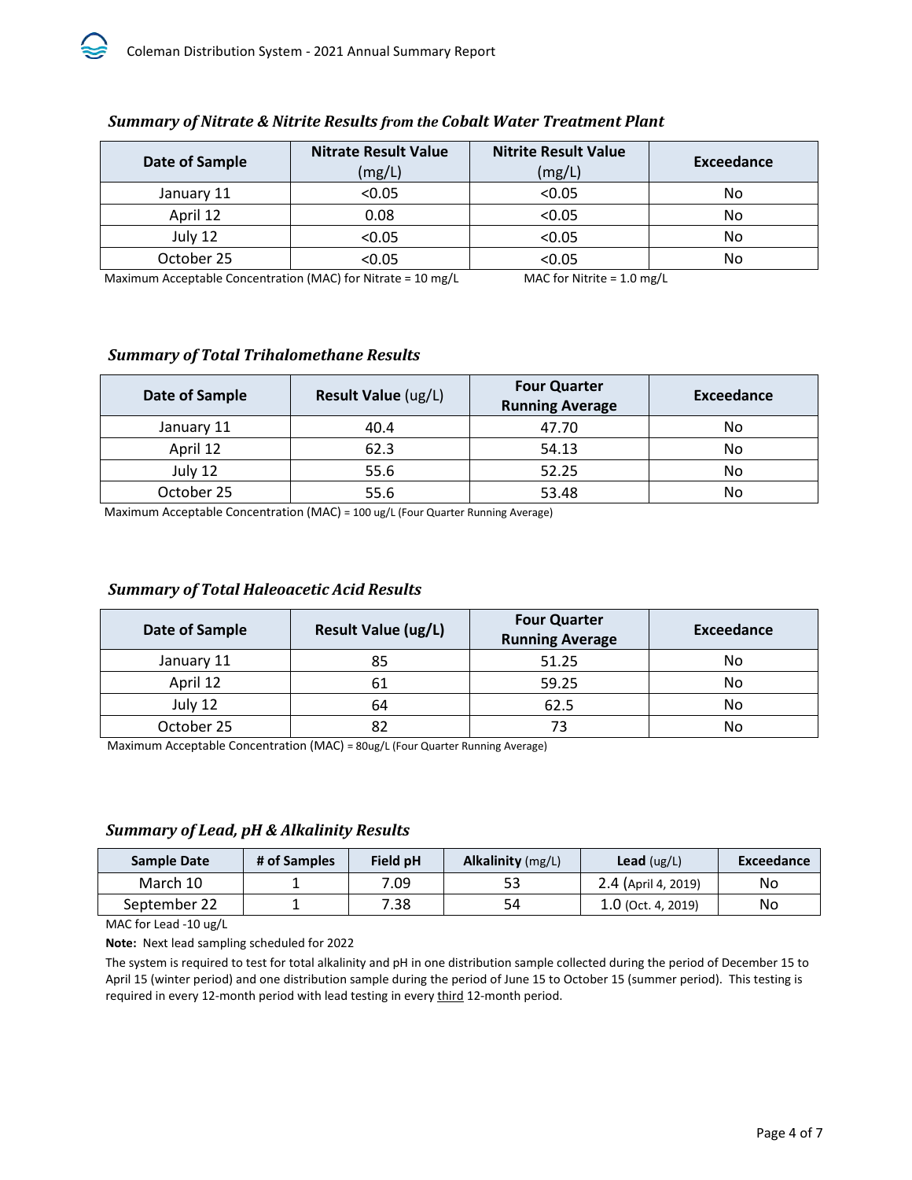### *Summary of Nitrate & Nitrite Results from the Cobalt Water Treatment Plant*

| Date of Sample | Nitrate Result Value (mg/L) | Nitrite Result Value (mg/L) | Exceedance |
|---|---|---|---|
| January 11 | <0.05 | <0.05 | No |
| April 12 | 0.08 | <0.05 | No |
| July 12 | <0.05 | <0.05 | No |
| October 25 | <0.05 | <0.05 | No |

Maximum Acceptable Concentration (MAC) for Nitrate = 10 mg/L  MAC for Nitrite = 1.0 mg/L

### *Summary of Total Trihalomethane Results*

| Date of Sample | Result Value (ug/L) | Four Quarter Running Average | Exceedance |
|---|---|---|---|
| January 11 | 40.4 | 47.70 | No |
| April 12 | 62.3 | 54.13 | No |
| July 12 | 55.6 | 52.25 | No |
| October 25 | 55.6 | 53.48 | No |

Maximum Acceptable Concentration (MAC) = 100 ug/L (Four Quarter Running Average)

### *Summary of Total Haleoacetic Acid Results*

| Date of Sample | Result Value (ug/L) | Four Quarter Running Average | Exceedance |
|---|---|---|---|
| January 11 | 85 | 51.25 | No |
| April 12 | 61 | 59.25 | No |
| July 12 | 64 | 62.5 | No |
| October 25 | 82 | 73 | No |

Maximum Acceptable Concentration (MAC) = 80ug/L (Four Quarter Running Average)

### *Summary of Lead, pH & Alkalinity Results*

| Sample Date | # of Samples | Field pH | Alkalinity (mg/L) | Lead (ug/L) | Exceedance |
|---|---|---|---|---|---|
| March 10 | 1 | 7.09 | 53 | 2.4 (April 4, 2019) | No |
| September 22 | 1 | 7.38 | 54 | 1.0 (Oct. 4, 2019) | No |

MAC for Lead -10 ug/L

**Note:** Next lead sampling scheduled for 2022

The system is required to test for total alkalinity and pH in one distribution sample collected during the period of December 15 to April 15 (winter period) and one distribution sample during the period of June 15 to October 15 (summer period). This testing is required in every 12-month period with lead testing in every third 12-month period.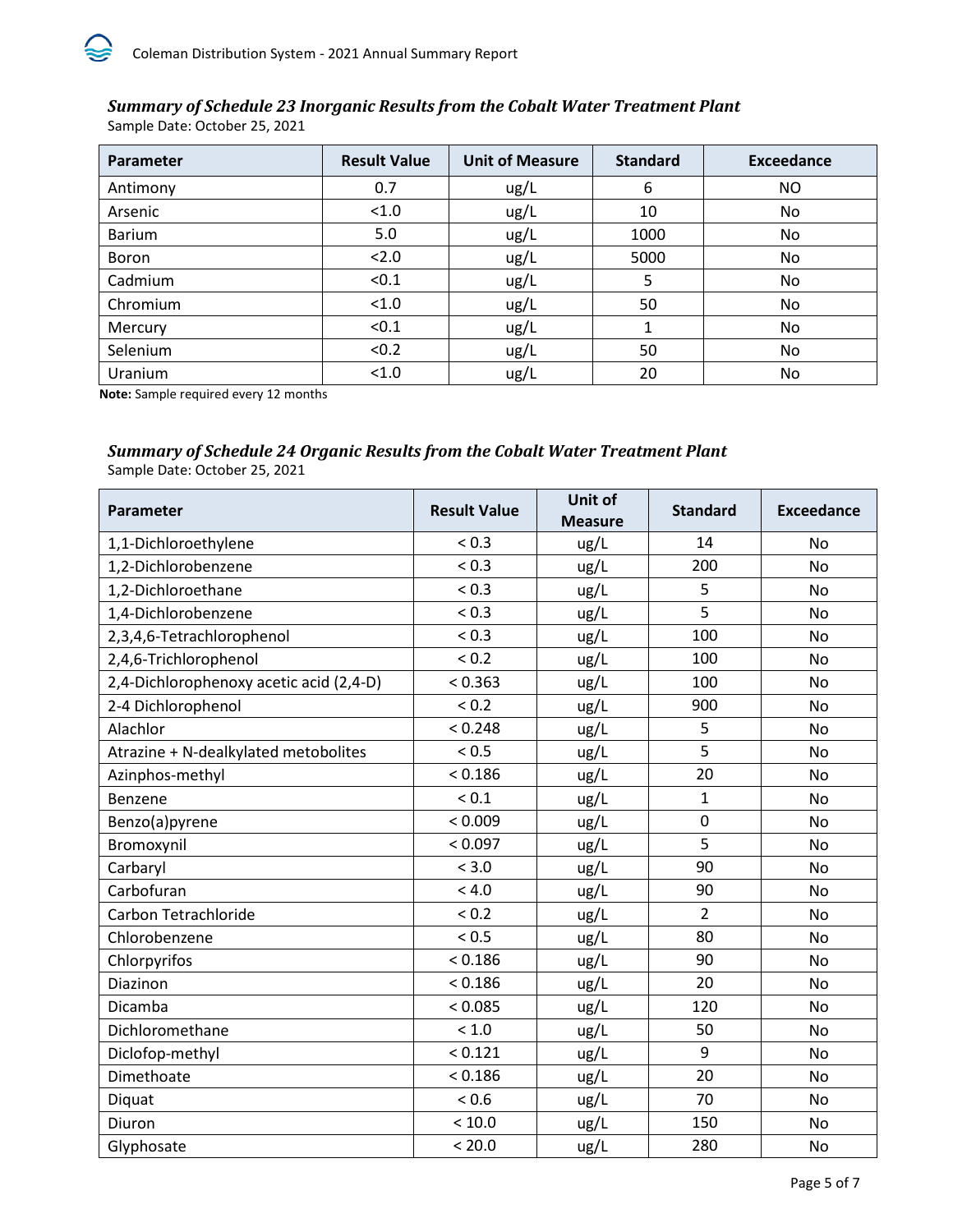### *Summary of Schedule 23 Inorganic Results from the Cobalt Water Treatment Plant*

Sample Date: October 25, 2021

| Parameter | Result Value | Unit of Measure | Standard | Exceedance |
|---|---|---|---|---|
| Antimony | 0.7 | ug/L | 6 | NO |
| Arsenic | <1.0 | ug/L | 10 | No |
| Barium | 5.0 | ug/L | 1000 | No |
| Boron | <2.0 | ug/L | 5000 | No |
| Cadmium | <0.1 | ug/L | 5 | No |
| Chromium | <1.0 | ug/L | 50 | No |
| Mercury | <0.1 | ug/L | 1 | No |
| Selenium | <0.2 | ug/L | 50 | No |
| Uranium | <1.0 | ug/L | 20 | No |

**Note:** Sample required every 12 months

### *Summary of Schedule 24 Organic Results from the Cobalt Water Treatment Plant*

Sample Date: October 25, 2021

| Parameter | Result Value | Unit of Measure | Standard | Exceedance |
|---|---|---|---|---|
| 1,1-Dichloroethylene | < 0.3 | ug/L | 14 | No |
| 1,2-Dichlorobenzene | < 0.3 | ug/L | 200 | No |
| 1,2-Dichloroethane | < 0.3 | ug/L | 5 | No |
| 1,4-Dichlorobenzene | < 0.3 | ug/L | 5 | No |
| 2,3,4,6-Tetrachlorophenol | < 0.3 | ug/L | 100 | No |
| 2,4,6-Trichlorophenol | < 0.2 | ug/L | 100 | No |
| 2,4-Dichlorophenoxy acetic acid (2,4-D) | < 0.363 | ug/L | 100 | No |
| 2-4 Dichlorophenol | < 0.2 | ug/L | 900 | No |
| Alachlor | < 0.248 | ug/L | 5 | No |
| Atrazine + N-dealkylated metobolites | < 0.5 | ug/L | 5 | No |
| Azinphos-methyl | < 0.186 | ug/L | 20 | No |
| Benzene | < 0.1 | ug/L | 1 | No |
| Benzo(a)pyrene | < 0.009 | ug/L | 0 | No |
| Bromoxynil | < 0.097 | ug/L | 5 | No |
| Carbaryl | < 3.0 | ug/L | 90 | No |
| Carbofuran | < 4.0 | ug/L | 90 | No |
| Carbon Tetrachloride | < 0.2 | ug/L | 2 | No |
| Chlorobenzene | < 0.5 | ug/L | 80 | No |
| Chlorpyrifos | < 0.186 | ug/L | 90 | No |
| Diazinon | < 0.186 | ug/L | 20 | No |
| Dicamba | < 0.085 | ug/L | 120 | No |
| Dichloromethane | < 1.0 | ug/L | 50 | No |
| Diclofop-methyl | < 0.121 | ug/L | 9 | No |
| Dimethoate | < 0.186 | ug/L | 20 | No |
| Diquat | < 0.6 | ug/L | 70 | No |
| Diuron | < 10.0 | ug/L | 150 | No |
| Glyphosate | < 20.0 | ug/L | 280 | No |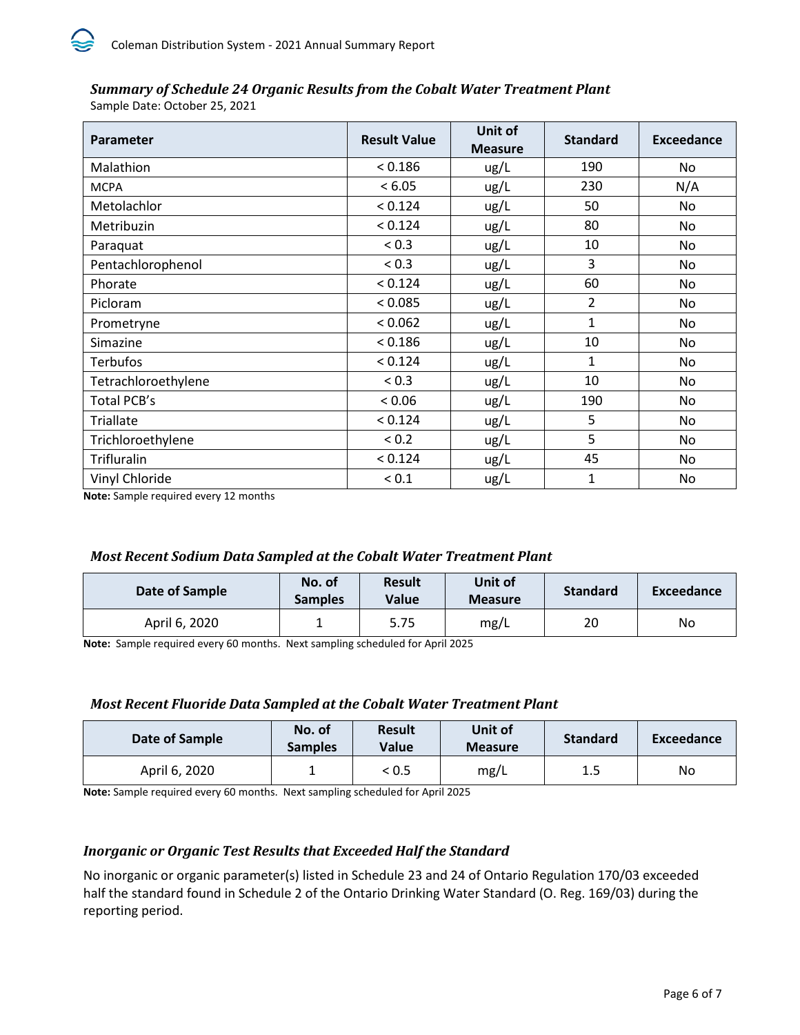### *Summary of Schedule 24 Organic Results from the Cobalt Water Treatment Plant*

Sample Date: October 25, 2021

| Parameter | Result Value | Unit of Measure | Standard | Exceedance |
|---|---|---|---|---|
| Malathion | < 0.186 | ug/L | 190 | No |
| MCPA | < 6.05 | ug/L | 230 | N/A |
| Metolachlor | < 0.124 | ug/L | 50 | No |
| Metribuzin | < 0.124 | ug/L | 80 | No |
| Paraquat | < 0.3 | ug/L | 10 | No |
| Pentachlorophenol | < 0.3 | ug/L | 3 | No |
| Phorate | < 0.124 | ug/L | 60 | No |
| Picloram | < 0.085 | ug/L | 2 | No |
| Prometryne | < 0.062 | ug/L | 1 | No |
| Simazine | < 0.186 | ug/L | 10 | No |
| Terbufos | < 0.124 | ug/L | 1 | No |
| Tetrachloroethylene | < 0.3 | ug/L | 10 | No |
| Total PCB's | < 0.06 | ug/L | 190 | No |
| Triallate | < 0.124 | ug/L | 5 | No |
| Trichloroethylene | < 0.2 | ug/L | 5 | No |
| Trifluralin | < 0.124 | ug/L | 45 | No |
| Vinyl Chloride | < 0.1 | ug/L | 1 | No |

**Note:** Sample required every 12 months

### *Most Recent Sodium Data Sampled at the Cobalt Water Treatment Plant*

| Date of Sample | No. of Samples | Result Value | Unit of Measure | Standard | Exceedance |
|---|---|---|---|---|---|
| April 6, 2020 | 1 | 5.75 | mg/L | 20 | No |

**Note:** Sample required every 60 months. Next sampling scheduled for April 2025

### *Most Recent Fluoride Data Sampled at the Cobalt Water Treatment Plant*

| Date of Sample | No. of Samples | Result Value | Unit of Measure | Standard | Exceedance |
|---|---|---|---|---|---|
| April 6, 2020 | 1 | < 0.5 | mg/L | 1.5 | No |

**Note:** Sample required every 60 months. Next sampling scheduled for April 2025

### *Inorganic or Organic Test Results that Exceeded Half the Standard*

No inorganic or organic parameter(s) listed in Schedule 23 and 24 of Ontario Regulation 170/03 exceeded half the standard found in Schedule 2 of the Ontario Drinking Water Standard (O. Reg. 169/03) during the reporting period.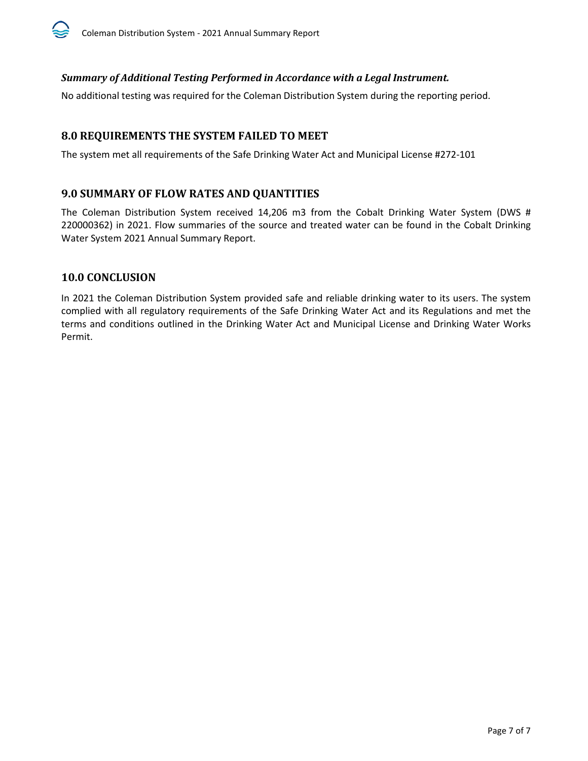***Summary of Additional Testing Performed in Accordance with a Legal Instrument.***

No additional testing was required for the Coleman Distribution System during the reporting period.

## 8.0 REQUIREMENTS THE SYSTEM FAILED TO MEET

The system met all requirements of the Safe Drinking Water Act and Municipal License #272-101

## 9.0 SUMMARY OF FLOW RATES AND QUANTITIES

The Coleman Distribution System received 14,206 m3 from the Cobalt Drinking Water System (DWS # 220000362) in 2021. Flow summaries of the source and treated water can be found in the Cobalt Drinking Water System 2021 Annual Summary Report.

## 10.0 CONCLUSION

In 2021 the Coleman Distribution System provided safe and reliable drinking water to its users. The system complied with all regulatory requirements of the Safe Drinking Water Act and its Regulations and met the terms and conditions outlined in the Drinking Water Act and Municipal License and Drinking Water Works Permit.